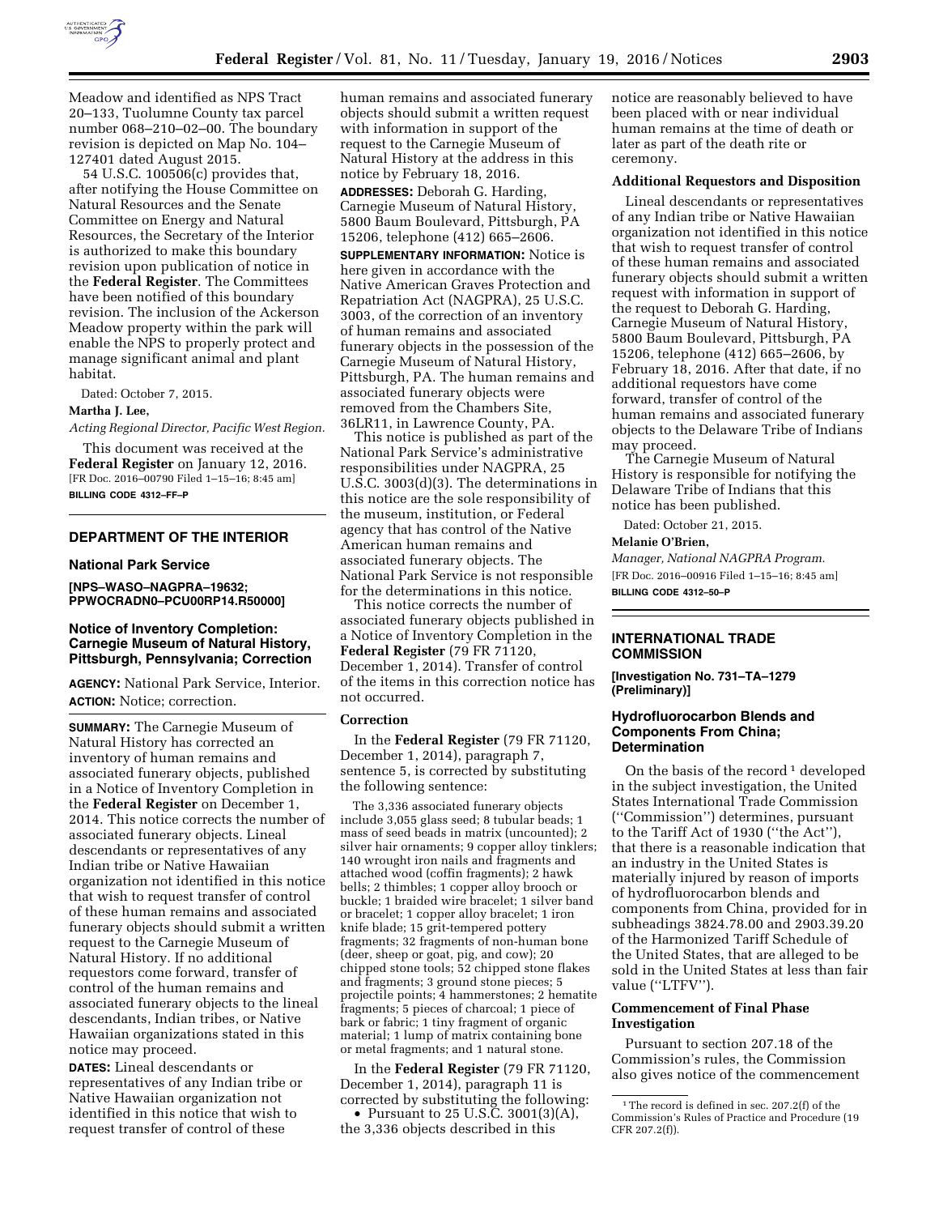Meadow and identified as NPS Tract 20–133, Tuolumne County tax parcel number 068–210–02–00. The boundary revision is depicted on Map No. 104–127401 dated August 2015.

54 U.S.C. 100506(c) provides that, after notifying the House Committee on Natural Resources and the Senate Committee on Energy and Natural Resources, the Secretary of the Interior is authorized to make this boundary revision upon publication of notice in the **Federal Register**. The Committees have been notified of this boundary revision. The inclusion of the Ackerson Meadow property within the park will enable the NPS to properly protect and manage significant animal and plant habitat.

Dated: October 7, 2015.

**Martha J. Lee,**

*Acting Regional Director, Pacific West Region.*

This document was received at the **Federal Register** on January 12, 2016.

[FR Doc. 2016–00790 Filed 1–15–16; 8:45 am]

**BILLING CODE 4312–FF–P**

## DEPARTMENT OF THE INTERIOR

### National Park Service

**[NPS–WASO–NAGPRA–19632; PPWOCRADN0–PCU00RP14.R50000]**

### Notice of Inventory Completion: Carnegie Museum of Natural History, Pittsburgh, Pennsylvania; Correction

**AGENCY:** National Park Service, Interior.

**ACTION:** Notice; correction.

**SUMMARY:** The Carnegie Museum of Natural History has corrected an inventory of human remains and associated funerary objects, published in a Notice of Inventory Completion in the **Federal Register** on December 1, 2014. This notice corrects the number of associated funerary objects. Lineal descendants or representatives of any Indian tribe or Native Hawaiian organization not identified in this notice that wish to request transfer of control of these human remains and associated funerary objects should submit a written request to the Carnegie Museum of Natural History. If no additional requestors come forward, transfer of control of the human remains and associated funerary objects to the lineal descendants, Indian tribes, or Native Hawaiian organizations stated in this notice may proceed.

**DATES:** Lineal descendants or representatives of any Indian tribe or Native Hawaiian organization not identified in this notice that wish to request transfer of control of these human remains and associated funerary objects should submit a written request with information in support of the request to the Carnegie Museum of Natural History at the address in this notice by February 18, 2016.

**ADDRESSES:** Deborah G. Harding, Carnegie Museum of Natural History, 5800 Baum Boulevard, Pittsburgh, PA 15206, telephone (412) 665–2606.

**SUPPLEMENTARY INFORMATION:** Notice is here given in accordance with the Native American Graves Protection and Repatriation Act (NAGPRA), 25 U.S.C. 3003, of the correction of an inventory of human remains and associated funerary objects in the possession of the Carnegie Museum of Natural History, Pittsburgh, PA. The human remains and associated funerary objects were removed from the Chambers Site, 36LR11, in Lawrence County, PA.

This notice is published as part of the National Park Service's administrative responsibilities under NAGPRA, 25 U.S.C. 3003(d)(3). The determinations in this notice are the sole responsibility of the museum, institution, or Federal agency that has control of the Native American human remains and associated funerary objects. The National Park Service is not responsible for the determinations in this notice.

This notice corrects the number of associated funerary objects published in a Notice of Inventory Completion in the **Federal Register** (79 FR 71120, December 1, 2014). Transfer of control of the items in this correction notice has not occurred.

#### Correction

In the **Federal Register** (79 FR 71120, December 1, 2014), paragraph 7, sentence 5, is corrected by substituting the following sentence:

The 3,336 associated funerary objects include 3,055 glass seed; 8 tubular beads; 1 mass of seed beads in matrix (uncounted); 2 silver hair ornaments; 9 copper alloy tinklers; 140 wrought iron nails and fragments and attached wood (coffin fragments); 2 hawk bells; 2 thimbles; 1 copper alloy brooch or buckle; 1 braided wire bracelet; 1 silver band or bracelet; 1 copper alloy bracelet; 1 iron knife blade; 15 grit-tempered pottery fragments; 32 fragments of non-human bone (deer, sheep or goat, pig, and cow); 20 chipped stone tools; 52 chipped stone flakes and fragments; 3 ground stone pieces; 5 projectile points; 4 hammerstones; 2 hematite fragments; 5 pieces of charcoal; 1 piece of bark or fabric; 1 tiny fragment of organic material; 1 lump of matrix containing bone or metal fragments; and 1 natural stone.

In the **Federal Register** (79 FR 71120, December 1, 2014), paragraph 11 is corrected by substituting the following:

- Pursuant to 25 U.S.C. 3001(3)(A), the 3,336 objects described in this notice are reasonably believed to have been placed with or near individual human remains at the time of death or later as part of the death rite or ceremony.

#### Additional Requestors and Disposition

Lineal descendants or representatives of any Indian tribe or Native Hawaiian organization not identified in this notice that wish to request transfer of control of these human remains and associated funerary objects should submit a written request with information in support of the request to Deborah G. Harding, Carnegie Museum of Natural History, 5800 Baum Boulevard, Pittsburgh, PA 15206, telephone (412) 665–2606, by February 18, 2016. After that date, if no additional requestors have come forward, transfer of control of the human remains and associated funerary objects to the Delaware Tribe of Indians may proceed.

The Carnegie Museum of Natural History is responsible for notifying the Delaware Tribe of Indians that this notice has been published.

Dated: October 21, 2015.

**Melanie O'Brien,**

*Manager, National NAGPRA Program.*

[FR Doc. 2016–00916 Filed 1–15–16; 8:45 am]

**BILLING CODE 4312–50–P**

## INTERNATIONAL TRADE COMMISSION

**[Investigation No. 731–TA–1279 (Preliminary)]**

### Hydrofluorocarbon Blends and Components From China; Determination

On the basis of the record[1] developed in the subject investigation, the United States International Trade Commission ("Commission") determines, pursuant to the Tariff Act of 1930 ("the Act"), that there is a reasonable indication that an industry in the United States is materially injured by reason of imports of hydrofluorocarbon blends and components from China, provided for in subheadings 3824.78.00 and 2903.39.20 of the Harmonized Tariff Schedule of the United States, that are alleged to be sold in the United States at less than fair value ("LTFV").

#### Commencement of Final Phase Investigation

Pursuant to section 207.18 of the Commission's rules, the Commission also gives notice of the commencement

[1] The record is defined in sec. 207.2(f) of the Commission's Rules of Practice and Procedure (19 CFR 207.2(f)).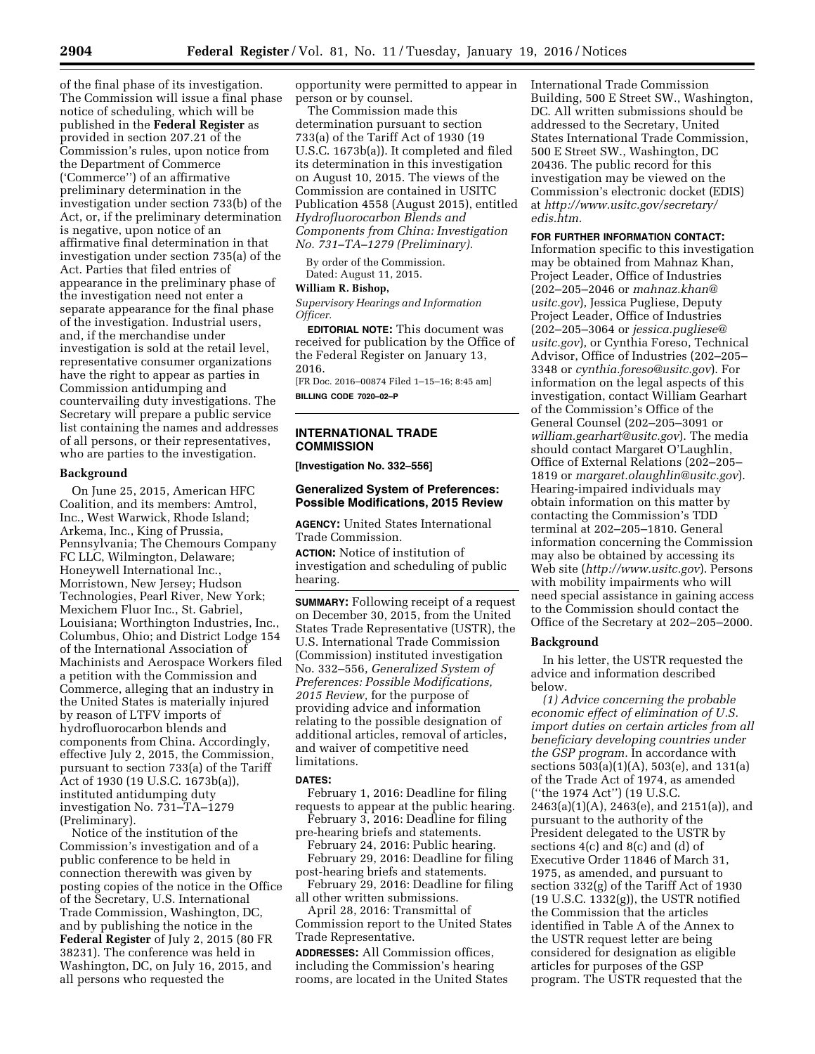of the final phase of its investigation. The Commission will issue a final phase notice of scheduling, which will be published in the **Federal Register** as provided in section 207.21 of the Commission's rules, upon notice from the Department of Commerce ('Commerce'') of an affirmative preliminary determination in the investigation under section 733(b) of the Act, or, if the preliminary determination is negative, upon notice of an affirmative final determination in that investigation under section 735(a) of the Act. Parties that filed entries of appearance in the preliminary phase of the investigation need not enter a separate appearance for the final phase of the investigation. Industrial users, and, if the merchandise under investigation is sold at the retail level, representative consumer organizations have the right to appear as parties in Commission antidumping and countervailing duty investigations. The Secretary will prepare a public service list containing the names and addresses of all persons, or their representatives, who are parties to the investigation.

## Background

On June 25, 2015, American HFC Coalition, and its members: Amtrol, Inc., West Warwick, Rhode Island; Arkema, Inc., King of Prussia, Pennsylvania; The Chemours Company FC LLC, Wilmington, Delaware; Honeywell International Inc., Morristown, New Jersey; Hudson Technologies, Pearl River, New York; Mexichem Fluor Inc., St. Gabriel, Louisiana; Worthington Industries, Inc., Columbus, Ohio; and District Lodge 154 of the International Association of Machinists and Aerospace Workers filed a petition with the Commission and Commerce, alleging that an industry in the United States is materially injured by reason of LTFV imports of hydrofluorocarbon blends and components from China. Accordingly, effective July 2, 2015, the Commission, pursuant to section 733(a) of the Tariff Act of 1930 (19 U.S.C. 1673b(a)), instituted antidumping duty investigation No. 731–TA–1279 (Preliminary).

Notice of the institution of the Commission's investigation and of a public conference to be held in connection therewith was given by posting copies of the notice in the Office of the Secretary, U.S. International Trade Commission, Washington, DC, and by publishing the notice in the **Federal Register** of July 2, 2015 (80 FR 38231). The conference was held in Washington, DC, on July 16, 2015, and all persons who requested the opportunity were permitted to appear in person or by counsel.

The Commission made this determination pursuant to section 733(a) of the Tariff Act of 1930 (19 U.S.C. 1673b(a)). It completed and filed its determination in this investigation on August 10, 2015. The views of the Commission are contained in USITC Publication 4558 (August 2015), entitled *Hydrofluorocarbon Blends and Components from China: Investigation No. 731–TA–1279 (Preliminary).*

By order of the Commission.

Dated: August 11, 2015.

**William R. Bishop,**

*Supervisory Hearings and Information Officer.*

**EDITORIAL NOTE:** This document was received for publication by the Office of the Federal Register on January 13, 2016.

[FR Doc. 2016–00874 Filed 1–15–16; 8:45 am]

**BILLING CODE 7020–02–P**

---

# INTERNATIONAL TRADE COMMISSION

**[Investigation No. 332–556]**

## Generalized System of Preferences: Possible Modifications, 2015 Review

**AGENCY:** United States International Trade Commission.

**ACTION:** Notice of institution of investigation and scheduling of public hearing.

**SUMMARY:** Following receipt of a request on December 30, 2015, from the United States Trade Representative (USTR), the U.S. International Trade Commission (Commission) instituted investigation No. 332–556, *Generalized System of Preferences: Possible Modifications, 2015 Review,* for the purpose of providing advice and information relating to the possible designation of additional articles, removal of articles, and waiver of competitive need limitations.

**DATES:**

February 1, 2016: Deadline for filing requests to appear at the public hearing.

February 3, 2016: Deadline for filing pre-hearing briefs and statements.

February 24, 2016: Public hearing.

February 29, 2016: Deadline for filing post-hearing briefs and statements.

February 29, 2016: Deadline for filing all other written submissions.

April 28, 2016: Transmittal of Commission report to the United States Trade Representative.

**ADDRESSES:** All Commission offices, including the Commission's hearing rooms, are located in the United States International Trade Commission Building, 500 E Street SW., Washington, DC. All written submissions should be addressed to the Secretary, United States International Trade Commission, 500 E Street SW., Washington, DC 20436. The public record for this investigation may be viewed on the Commission's electronic docket (EDIS) at *http://www.usitc.gov/secretary/edis.htm.*

**FOR FURTHER INFORMATION CONTACT:** Information specific to this investigation may be obtained from Mahnaz Khan, Project Leader, Office of Industries (202–205–2046 or *mahnaz.khan@usitc.gov*), Jessica Pugliese, Deputy Project Leader, Office of Industries (202–205–3064 or *jessica.pugliese@usitc.gov*), or Cynthia Foreso, Technical Advisor, Office of Industries (202–205–3348 or *cynthia.foreso@usitc.gov*). For information on the legal aspects of this investigation, contact William Gearhart of the Commission's Office of the General Counsel (202–205–3091 or *william.gearhart@usitc.gov*). The media should contact Margaret O'Laughlin, Office of External Relations (202–205–1819 or *margaret.olaughlin@usitc.gov*). Hearing-impaired individuals may obtain information on this matter by contacting the Commission's TDD terminal at 202–205–1810. General information concerning the Commission may also be obtained by accessing its Web site (*http://www.usitc.gov*). Persons with mobility impairments who will need special assistance in gaining access to the Commission should contact the Office of the Secretary at 202–205–2000.

## Background

In his letter, the USTR requested the advice and information described below.

*(1) Advice concerning the probable economic effect of elimination of U.S. import duties on certain articles from all beneficiary developing countries under the GSP program.* In accordance with sections 503(a)(1)(A), 503(e), and 131(a) of the Trade Act of 1974, as amended (''the 1974 Act'') (19 U.S.C. 2463(a)(1)(A), 2463(e), and 2151(a)), and pursuant to the authority of the President delegated to the USTR by sections 4(c) and 8(c) and (d) of Executive Order 11846 of March 31, 1975, as amended, and pursuant to section 332(g) of the Tariff Act of 1930 (19 U.S.C. 1332(g)), the USTR notified the Commission that the articles identified in Table A of the Annex to the USTR request letter are being considered for designation as eligible articles for purposes of the GSP program. The USTR requested that the